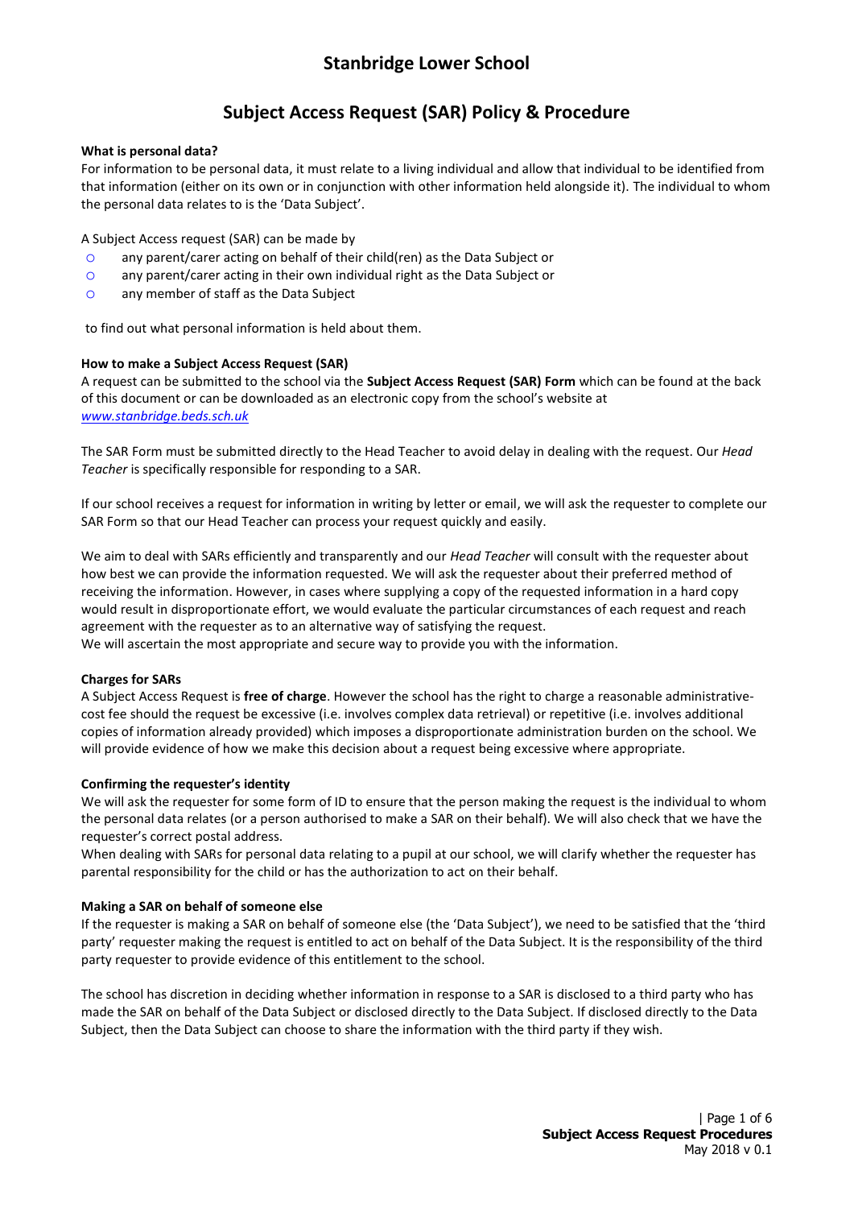# Stanbridge Lower School

## Subject Access Request (SAR) Policy & Procedure

**What is personal data?**

For information to be personal data, it must relate to a living individual and allow that individual to be identified from that information (either on its own or in conjunction with other information held alongside it). The individual to whom the personal data relates to is the 'Data Subject'.

A Subject Access request (SAR) can be made by

- any parent/carer acting on behalf of their child(ren) as the Data Subject or
- any parent/carer acting in their own individual right as the Data Subject or
- any member of staff as the Data Subject

to find out what personal information is held about them.

**How to make a Subject Access Request (SAR)**

A request can be submitted to the school via the **Subject Access Request (SAR) Form** which can be found at the back of this document or can be downloaded as an electronic copy from the school's website at *www.stanbridge.beds.sch.uk*

The SAR Form must be submitted directly to the Head Teacher to avoid delay in dealing with the request. Our *Head Teacher* is specifically responsible for responding to a SAR.

If our school receives a request for information in writing by letter or email, we will ask the requester to complete our SAR Form so that our Head Teacher can process your request quickly and easily.

We aim to deal with SARs efficiently and transparently and our *Head Teacher* will consult with the requester about how best we can provide the information requested. We will ask the requester about their preferred method of receiving the information. However, in cases where supplying a copy of the requested information in a hard copy would result in disproportionate effort, we would evaluate the particular circumstances of each request and reach agreement with the requester as to an alternative way of satisfying the request.
We will ascertain the most appropriate and secure way to provide you with the information.

**Charges for SARs**

A Subject Access Request is **free of charge**. However the school has the right to charge a reasonable administrative-cost fee should the request be excessive (i.e. involves complex data retrieval) or repetitive (i.e. involves additional copies of information already provided) which imposes a disproportionate administration burden on the school. We will provide evidence of how we make this decision about a request being excessive where appropriate.

**Confirming the requester's identity**

We will ask the requester for some form of ID to ensure that the person making the request is the individual to whom the personal data relates (or a person authorised to make a SAR on their behalf). We will also check that we have the requester's correct postal address.
When dealing with SARs for personal data relating to a pupil at our school, we will clarify whether the requester has parental responsibility for the child or has the authorization to act on their behalf.

**Making a SAR on behalf of someone else**

If the requester is making a SAR on behalf of someone else (the 'Data Subject'), we need to be satisfied that the 'third party' requester making the request is entitled to act on behalf of the Data Subject. It is the responsibility of the third party requester to provide evidence of this entitlement to the school.

The school has discretion in deciding whether information in response to a SAR is disclosed to a third party who has made the SAR on behalf of the Data Subject or disclosed directly to the Data Subject. If disclosed directly to the Data Subject, then the Data Subject can choose to share the information with the third party if they wish.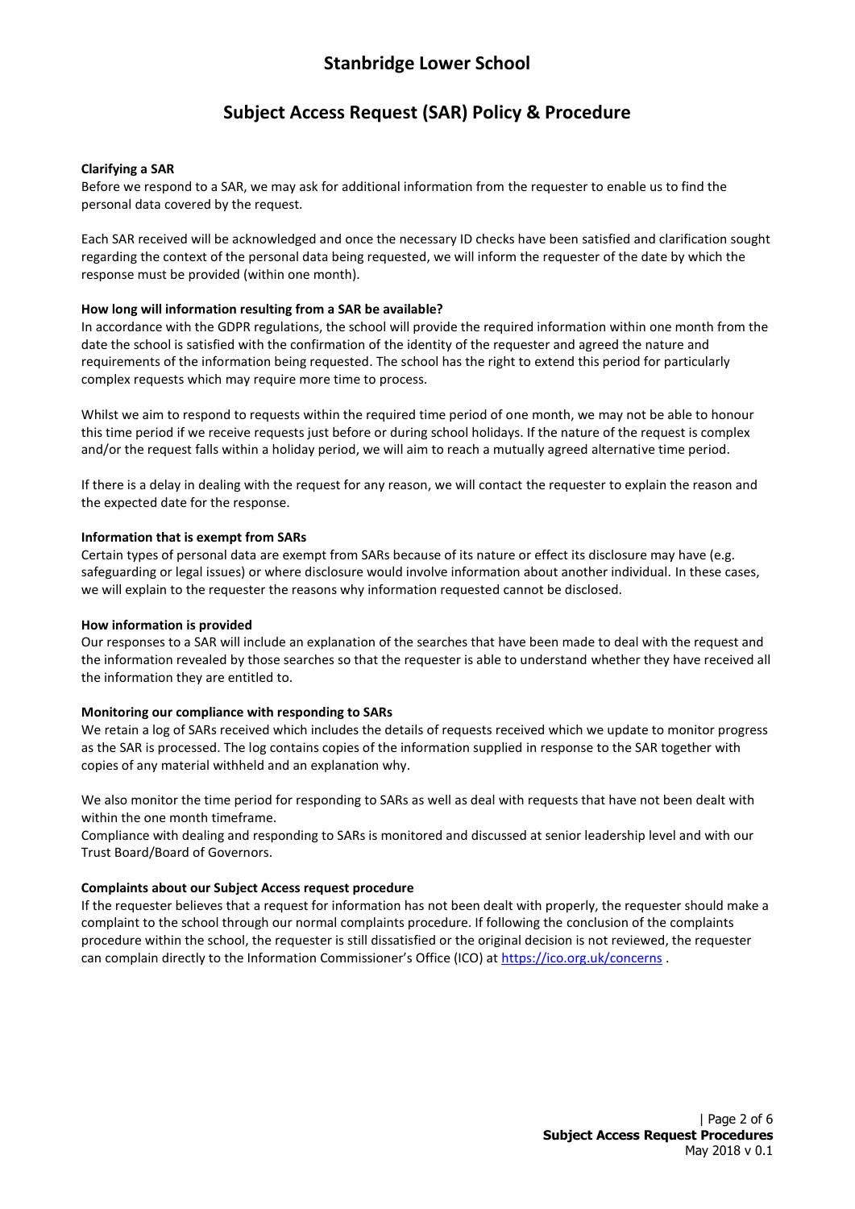# Stanbridge Lower School

## Subject Access Request (SAR) Policy & Procedure

**Clarifying a SAR**

Before we respond to a SAR, we may ask for additional information from the requester to enable us to find the personal data covered by the request.

Each SAR received will be acknowledged and once the necessary ID checks have been satisfied and clarification sought regarding the context of the personal data being requested, we will inform the requester of the date by which the response must be provided (within one month).

**How long will information resulting from a SAR be available?**

In accordance with the GDPR regulations, the school will provide the required information within one month from the date the school is satisfied with the confirmation of the identity of the requester and agreed the nature and requirements of the information being requested. The school has the right to extend this period for particularly complex requests which may require more time to process.

Whilst we aim to respond to requests within the required time period of one month, we may not be able to honour this time period if we receive requests just before or during school holidays. If the nature of the request is complex and/or the request falls within a holiday period, we will aim to reach a mutually agreed alternative time period.

If there is a delay in dealing with the request for any reason, we will contact the requester to explain the reason and the expected date for the response.

**Information that is exempt from SARs**

Certain types of personal data are exempt from SARs because of its nature or effect its disclosure may have (e.g. safeguarding or legal issues) or where disclosure would involve information about another individual. In these cases, we will explain to the requester the reasons why information requested cannot be disclosed.

**How information is provided**

Our responses to a SAR will include an explanation of the searches that have been made to deal with the request and the information revealed by those searches so that the requester is able to understand whether they have received all the information they are entitled to.

**Monitoring our compliance with responding to SARs**

We retain a log of SARs received which includes the details of requests received which we update to monitor progress as the SAR is processed. The log contains copies of the information supplied in response to the SAR together with copies of any material withheld and an explanation why.

We also monitor the time period for responding to SARs as well as deal with requests that have not been dealt with within the one month timeframe.

Compliance with dealing and responding to SARs is monitored and discussed at senior leadership level and with our Trust Board/Board of Governors.

**Complaints about our Subject Access request procedure**

If the requester believes that a request for information has not been dealt with properly, the requester should make a complaint to the school through our normal complaints procedure. If following the conclusion of the complaints procedure within the school, the requester is still dissatisfied or the original decision is not reviewed, the requester can complain directly to the Information Commissioner's Office (ICO) at [https://ico.org.uk/concerns](https://ico.org.uk/concerns) .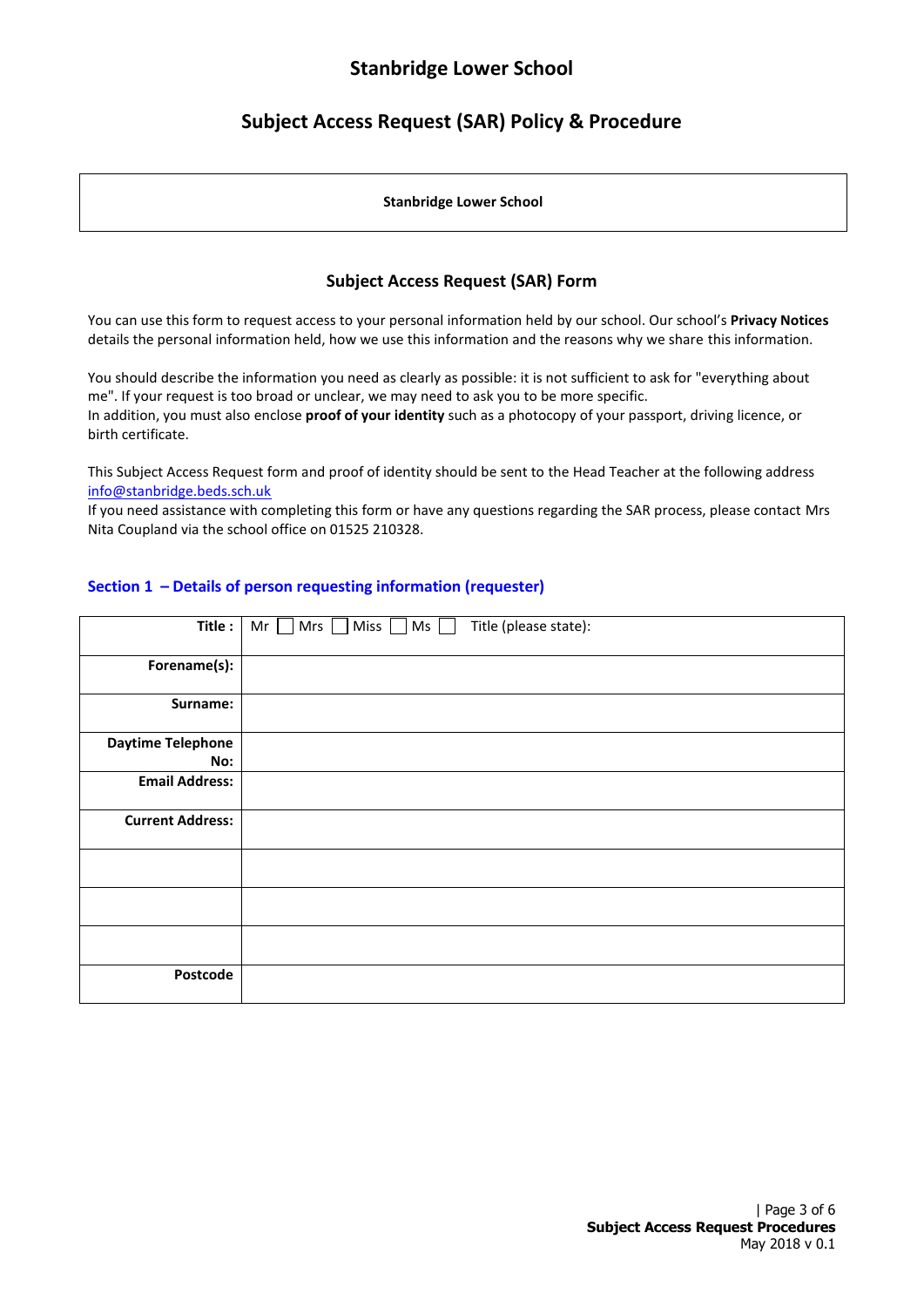# Stanbridge Lower School

## Subject Access Request (SAR) Policy & Procedure

| **Stanbridge Lower School** |
|---|

### Subject Access Request (SAR) Form

You can use this form to request access to your personal information held by our school. Our school's **Privacy Notices** details the personal information held, how we use this information and the reasons why we share this information.

You should describe the information you need as clearly as possible: it is not sufficient to ask for "everything about me". If your request is too broad or unclear, we may need to ask you to be more specific.
In addition, you must also enclose **proof of your identity** such as a photocopy of your passport, driving licence, or birth certificate.

This Subject Access Request form and proof of identity should be sent to the Head Teacher at the following address info@stanbridge.beds.sch.uk
If you need assistance with completing this form or have any questions regarding the SAR process, please contact Mrs Nita Coupland via the school office on 01525 210328.

#### Section 1 – Details of person requesting information (requester)

| | |
|---|---|
| **Title :** | Mr ☐ Mrs ☐ Miss ☐ Ms ☐ Title (please state): |
| **Forename(s):** | |
| **Surname:** | |
| **Daytime Telephone No:** | |
| **Email Address:** | |
| **Current Address:** | |
| | |
| | |
| | |
| **Postcode** | |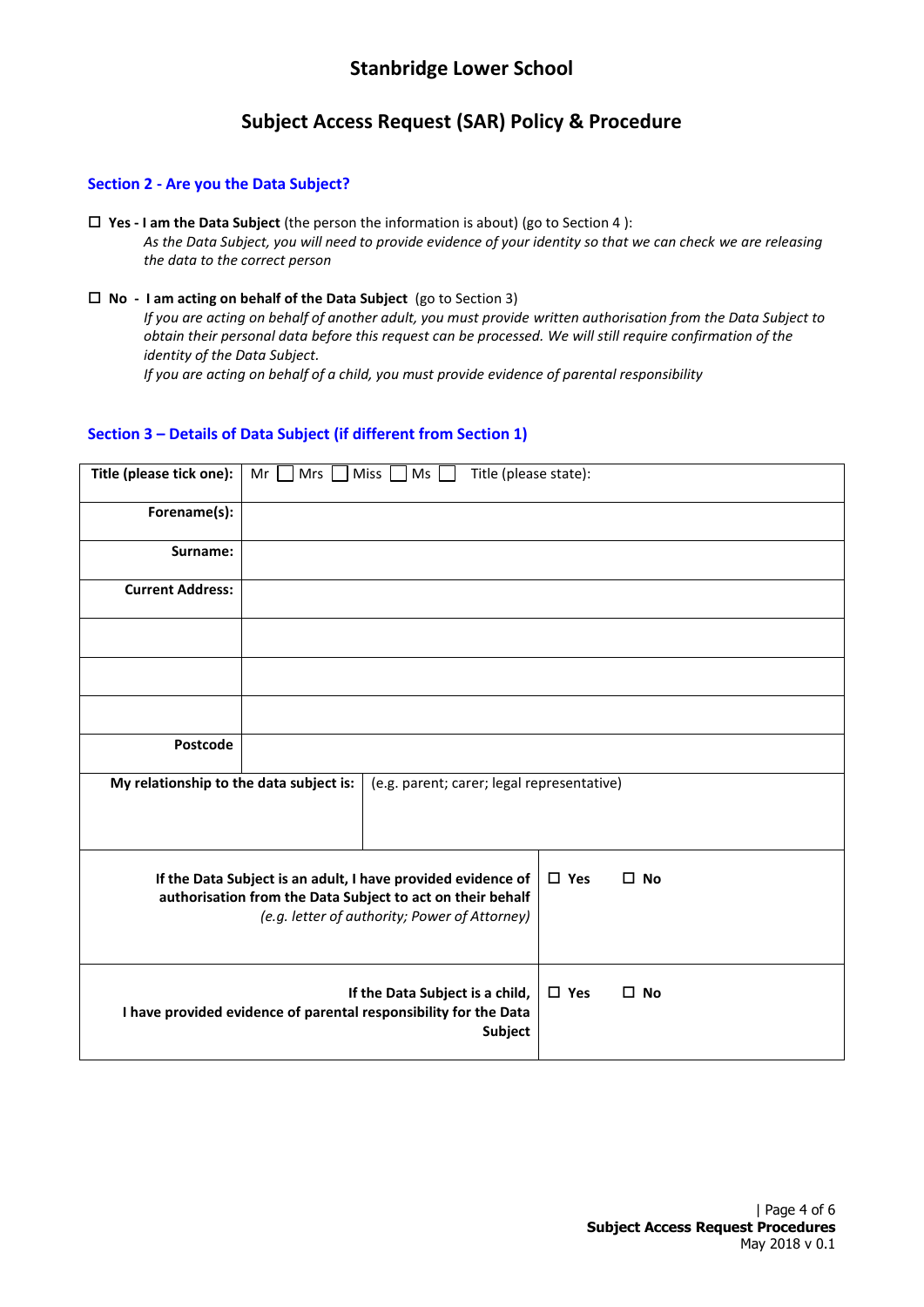# Stanbridge Lower School

## Subject Access Request (SAR) Policy & Procedure

### Section 2 - Are you the Data Subject?

☐ **Yes - I am the Data Subject** (the person the information is about) (go to Section 4 ):

*As the Data Subject, you will need to provide evidence of your identity so that we can check we are releasing the data to the correct person*

☐ **No - I am acting on behalf of the Data Subject** (go to Section 3)

*If you are acting on behalf of another adult, you must provide written authorisation from the Data Subject to obtain their personal data before this request can be processed. We will still require confirmation of the identity of the Data Subject.*

*If you are acting on behalf of a child, you must provide evidence of parental responsibility*

### Section 3 – Details of Data Subject (if different from Section 1)

| | |
|---|---|
| **Title (please tick one):** | Mr ☐ Mrs ☐ Miss ☐ Ms ☐ Title (please state): |
| **Forename(s):** | |
| **Surname:** | |
| **Current Address:** | |
| | |
| | |
| | |
| **Postcode** | |
| **My relationship to the data subject is:** | (e.g. parent; carer; legal representative) |
| **If the Data Subject is an adult, I have provided evidence of authorisation from the Data Subject to act on their behalf** *(e.g. letter of authority; Power of Attorney)* | ☐ **Yes** ☐ **No** |
| **If the Data Subject is a child, I have provided evidence of parental responsibility for the Data Subject** | ☐ **Yes** ☐ **No** |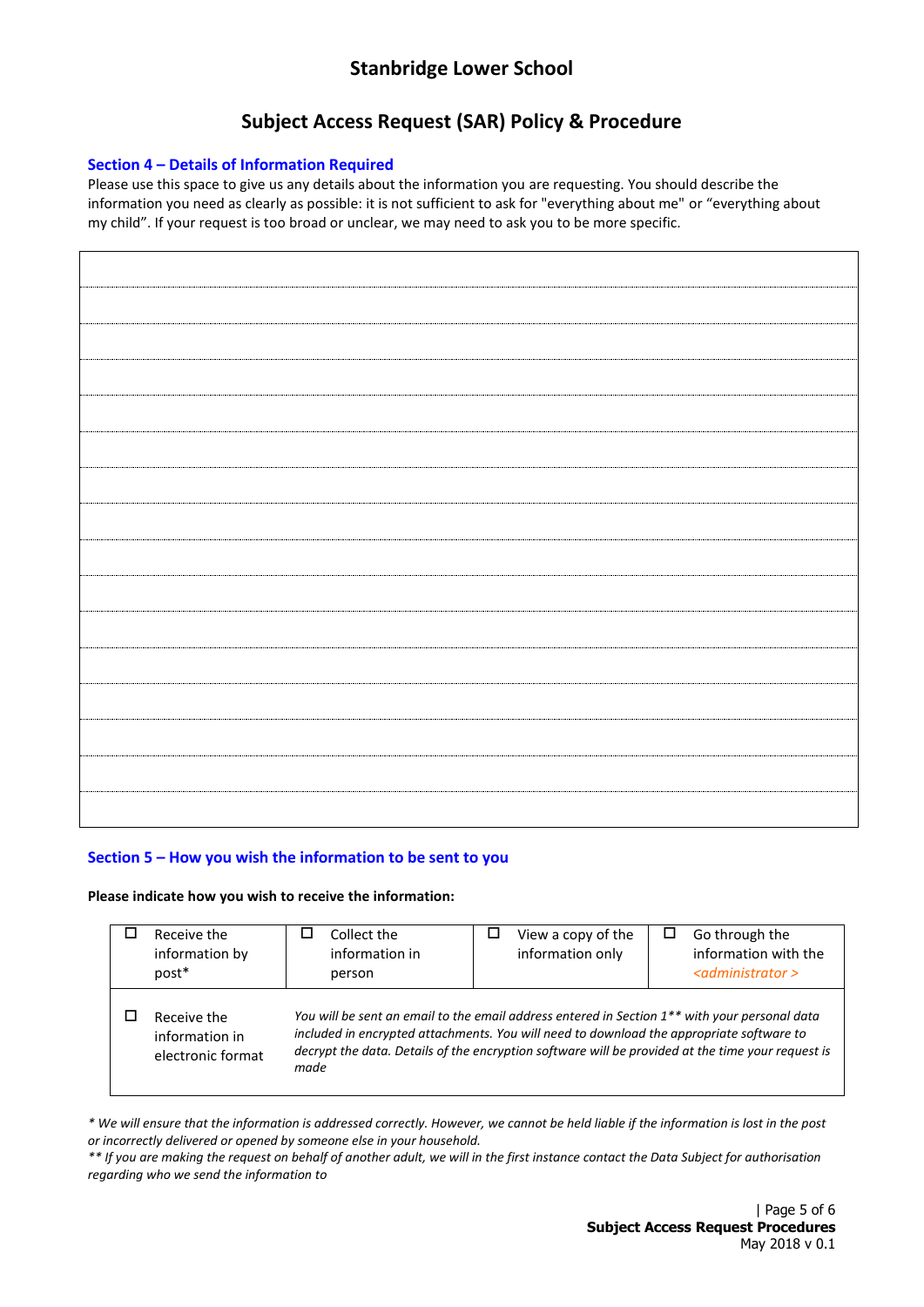## Stanbridge Lower School

## Subject Access Request (SAR) Policy & Procedure

### Section 4 – Details of Information Required

Please use this space to give us any details about the information you are requesting. You should describe the information you need as clearly as possible: it is not sufficient to ask for "everything about me" or "everything about my child". If your request is too broad or unclear, we may need to ask you to be more specific.

| |
|---|
| |
| |
| |
| |
| |
| |
| |
| |
| |
| |
| |
| |
| |
| |
| |

### Section 5 – How you wish the information to be sent to you

**Please indicate how you wish to receive the information:**

| | | | |
|---|---|---|---|
| ☐ Receive the information by post* | ☐ Collect the information in person | ☐ View a copy of the information only | ☐ Go through the information with the <administrator > |
| ☐ Receive the information in electronic format | *You will be sent an email to the email address entered in Section 1** with your personal data included in encrypted attachments. You will need to download the appropriate software to decrypt the data. Details of the encryption software will be provided at the time your request is made* | | |

*\* We will ensure that the information is addressed correctly. However, we cannot be held liable if the information is lost in the post or incorrectly delivered or opened by someone else in your household.*

*\*\* If you are making the request on behalf of another adult, we will in the first instance contact the Data Subject for authorisation regarding who we send the information to*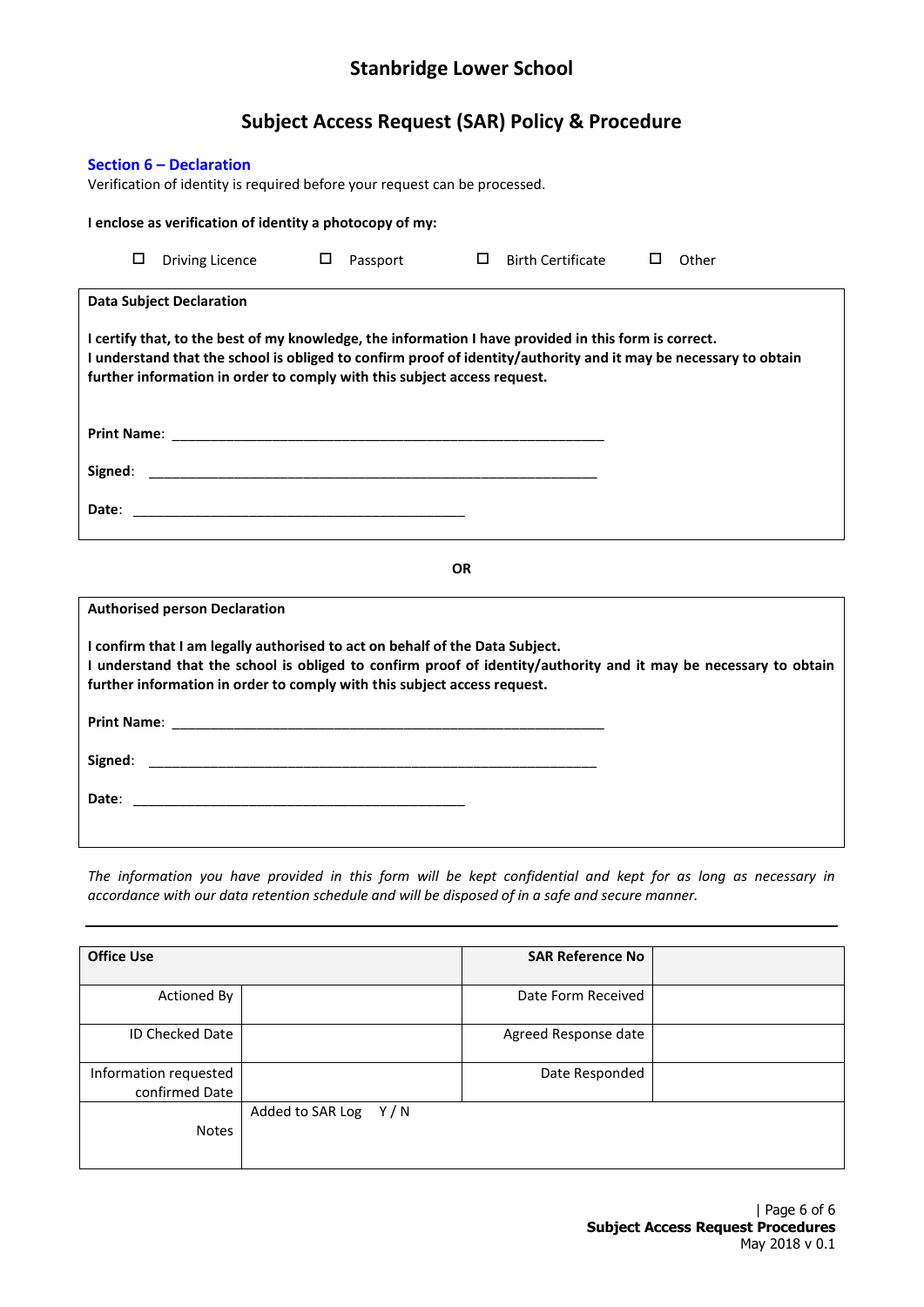# Stanbridge Lower School

## Subject Access Request (SAR) Policy & Procedure

### Section 6 – Declaration

Verification of identity is required before your request can be processed.

**I enclose as verification of identity a photocopy of my:**

☐ Driving Licence ☐ Passport ☐ Birth Certificate ☐ Other

**Data Subject Declaration**

**I certify that, to the best of my knowledge, the information I have provided in this form is correct.**
**I understand that the school is obliged to confirm proof of identity/authority and it may be necessary to obtain further information in order to comply with this subject access request.**

**Print Name**: ____________________________________________________________

**Signed**: ______________________________________________________________

**Date**: ______________________________________________

**OR**

**Authorised person Declaration**

**I confirm that I am legally authorised to act on behalf of the Data Subject.**
**I understand that the school is obliged to confirm proof of identity/authority and it may be necessary to obtain further information in order to comply with this subject access request.**

**Print Name**: ____________________________________________________________

**Signed**: ______________________________________________________________

**Date**: ______________________________________________

*The information you have provided in this form will be kept confidential and kept for as long as necessary in accordance with our data retention schedule and will be disposed of in a safe and secure manner.*

---

| **Office Use** | | **SAR Reference No** | |
|---|---|---|---|
| Actioned By | | Date Form Received | |
| ID Checked Date | | Agreed Response date | |
| Information requested confirmed Date | | Date Responded | |
| Notes | Added to SAR Log Y / N | | |